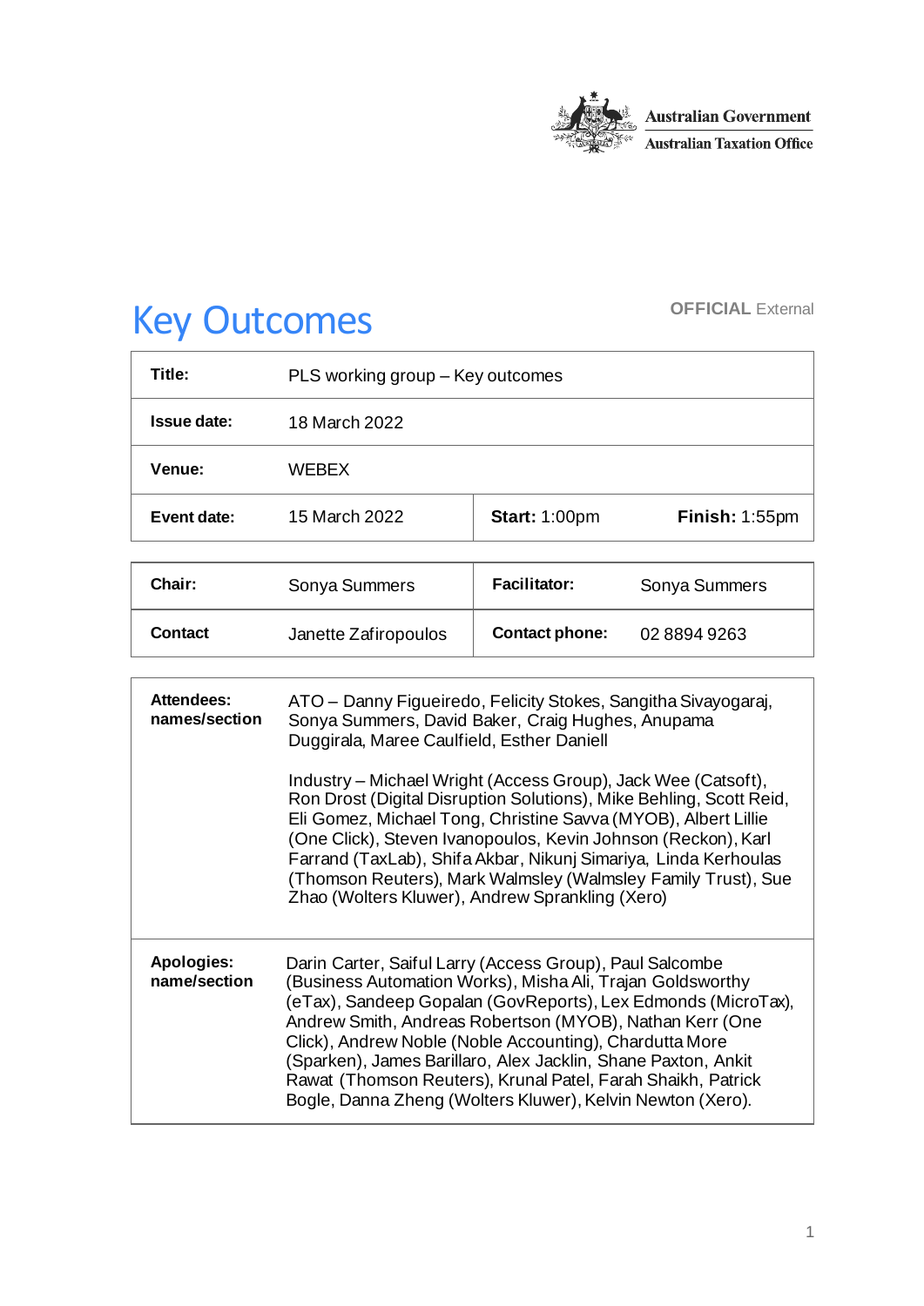Australian Government
Australian Taxation Office

# Key Outcomes

**OFFICIAL** External

| **Title:** | PLS working group – Key outcomes | | |
|---|---|---|---|
| **Issue date:** | 18 March 2022 | | |
| **Venue:** | WEBEX | | |
| **Event date:** | 15 March 2022 | **Start:** 1:00pm | **Finish:** 1:55pm |

| **Chair:** | Sonya Summers | **Facilitator:** | Sonya Summers |
|---|---|---|---|
| **Contact** | Janette Zafiropoulos | **Contact phone:** | 02 8894 9263 |

| **Attendees: names/section** | ATO – Danny Figueiredo, Felicity Stokes, Sangitha Sivayogaraj, Sonya Summers, David Baker, Craig Hughes, Anupama Duggirala, Maree Caulfield, Esther Daniell<br><br>Industry – Michael Wright (Access Group), Jack Wee (Catsoft), Ron Drost (Digital Disruption Solutions), Mike Behling, Scott Reid, Eli Gomez, Michael Tong, Christine Savva (MYOB), Albert Lillie (One Click), Steven Ivanopoulos, Kevin Johnson (Reckon), Karl Farrand (TaxLab), Shifa Akbar, Nikunj Simariya, Linda Kerhoulas (Thomson Reuters), Mark Walmsley (Walmsley Family Trust), Sue Zhao (Wolters Kluwer), Andrew Sprankling (Xero) |
|---|---|
| **Apologies: name/section** | Darin Carter, Saiful Larry (Access Group), Paul Salcombe (Business Automation Works), Misha Ali, Trajan Goldsworthy (eTax), Sandeep Gopalan (GovReports), Lex Edmonds (MicroTax), Andrew Smith, Andreas Robertson (MYOB), Nathan Kerr (One Click), Andrew Noble (Noble Accounting), Chardutta More (Sparken), James Barillaro, Alex Jacklin, Shane Paxton, Ankit Rawat (Thomson Reuters), Krunal Patel, Farah Shaikh, Patrick Bogle, Danna Zheng (Wolters Kluwer), Kelvin Newton (Xero). |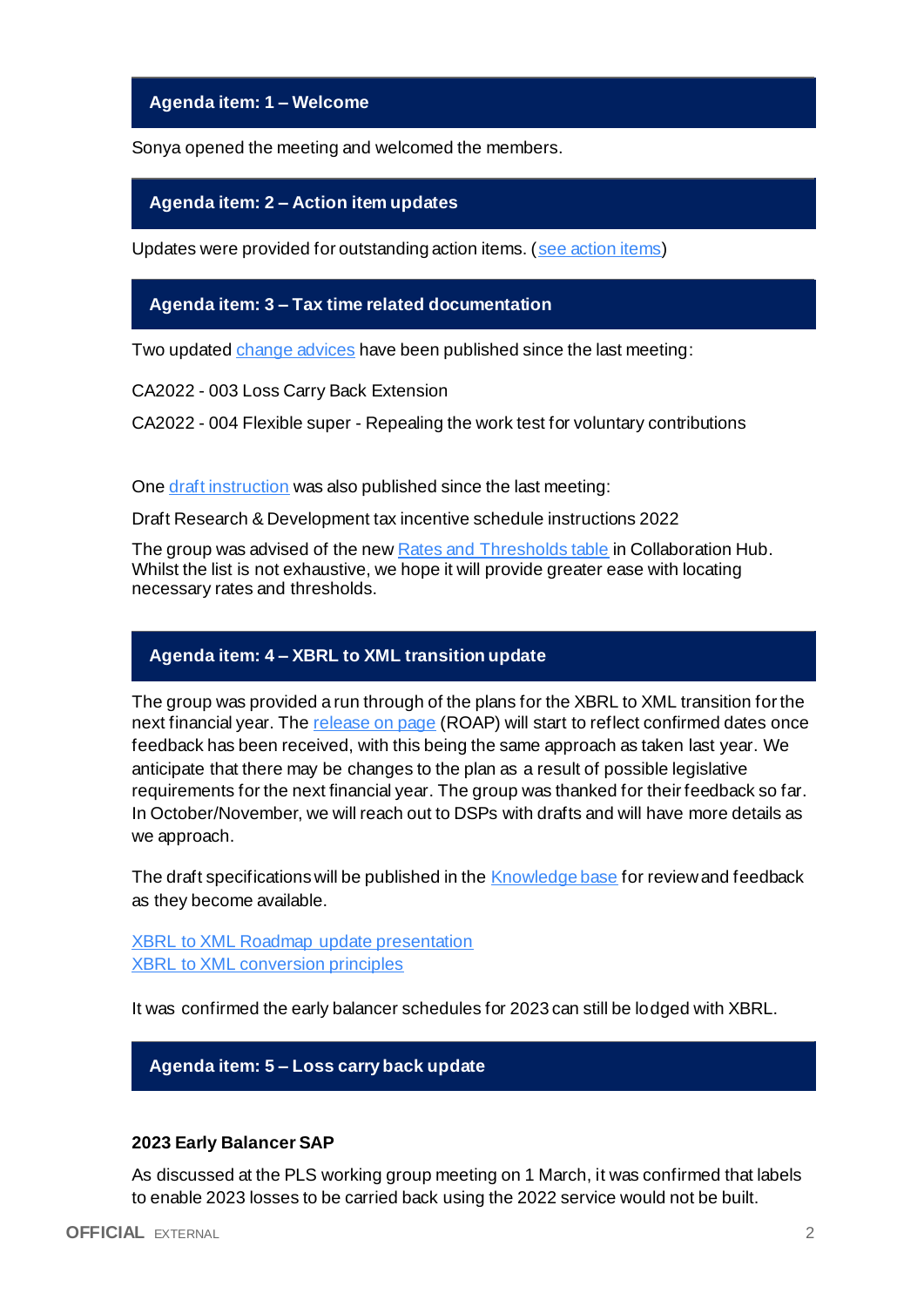## Agenda item: 1 – Welcome

Sonya opened the meeting and welcomed the members.

## Agenda item: 2 – Action item updates

Updates were provided for outstanding action items. (see action items)

## Agenda item: 3 – Tax time related documentation

Two updated change advices have been published since the last meeting:

CA2022 - 003 Loss Carry Back Extension

CA2022 - 004 Flexible super - Repealing the work test for voluntary contributions

One draft instruction was also published since the last meeting:

Draft Research & Development tax incentive schedule instructions 2022

The group was advised of the new Rates and Thresholds table in Collaboration Hub. Whilst the list is not exhaustive, we hope it will provide greater ease with locating necessary rates and thresholds.

## Agenda item: 4 – XBRL to XML transition update

The group was provided a run through of the plans for the XBRL to XML transition for the next financial year. The release on page (ROAP) will start to reflect confirmed dates once feedback has been received, with this being the same approach as taken last year. We anticipate that there may be changes to the plan as a result of possible legislative requirements for the next financial year. The group was thanked for their feedback so far. In October/November, we will reach out to DSPs with drafts and will have more details as we approach.

The draft specifications will be published in the Knowledge base for review and feedback as they become available.

XBRL to XML Roadmap update presentation
XBRL to XML conversion principles

It was confirmed the early balancer schedules for 2023 can still be lodged with XBRL.

## Agenda item: 5 – Loss carry back update

### 2023 Early Balancer SAP

As discussed at the PLS working group meeting on 1 March, it was confirmed that labels to enable 2023 losses to be carried back using the 2022 service would not be built.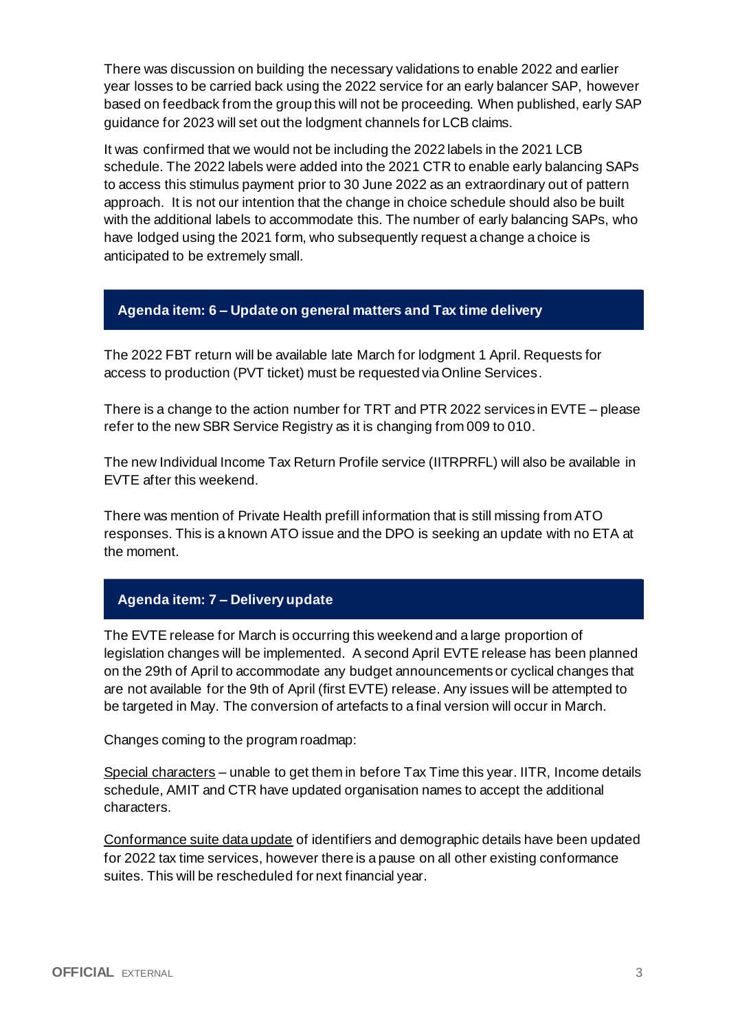There was discussion on building the necessary validations to enable 2022 and earlier year losses to be carried back using the 2022 service for an early balancer SAP, however based on feedback from the group this will not be proceeding. When published, early SAP guidance for 2023 will set out the lodgment channels for LCB claims.

It was confirmed that we would not be including the 2022 labels in the 2021 LCB schedule. The 2022 labels were added into the 2021 CTR to enable early balancing SAPs to access this stimulus payment prior to 30 June 2022 as an extraordinary out of pattern approach. It is not our intention that the change in choice schedule should also be built with the additional labels to accommodate this. The number of early balancing SAPs, who have lodged using the 2021 form, who subsequently request a change a choice is anticipated to be extremely small.

## Agenda item: 6 – Update on general matters and Tax time delivery

The 2022 FBT return will be available late March for lodgment 1 April. Requests for access to production (PVT ticket) must be requested via Online Services.

There is a change to the action number for TRT and PTR 2022 services in EVTE – please refer to the new SBR Service Registry as it is changing from 009 to 010.

The new Individual Income Tax Return Profile service (IITRPRFL) will also be available in EVTE after this weekend.

There was mention of Private Health prefill information that is still missing from ATO responses. This is a known ATO issue and the DPO is seeking an update with no ETA at the moment.

## Agenda item: 7 – Delivery update

The EVTE release for March is occurring this weekend and a large proportion of legislation changes will be implemented. A second April EVTE release has been planned on the 29th of April to accommodate any budget announcements or cyclical changes that are not available for the 9th of April (first EVTE) release. Any issues will be attempted to be targeted in May. The conversion of artefacts to a final version will occur in March.

Changes coming to the program roadmap:

<u>Special characters</u> – unable to get them in before Tax Time this year. IITR, Income details schedule, AMIT and CTR have updated organisation names to accept the additional characters.

<u>Conformance suite data update</u> of identifiers and demographic details have been updated for 2022 tax time services, however there is a pause on all other existing conformance suites. This will be rescheduled for next financial year.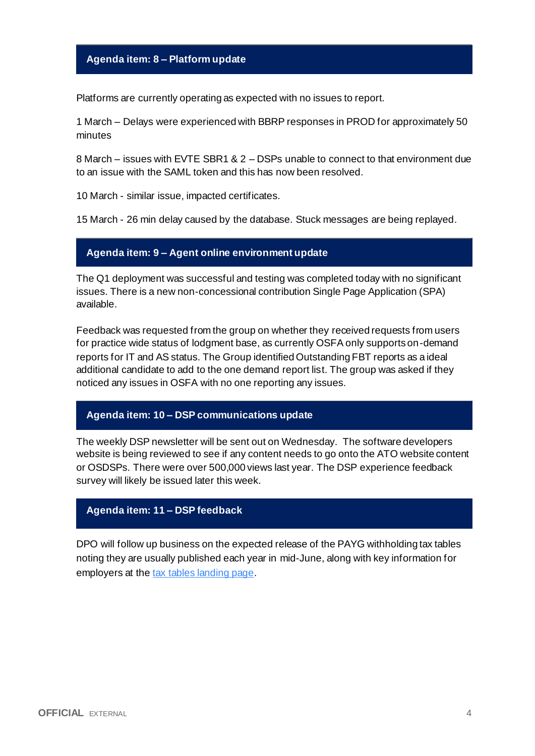## Agenda item: 8 – Platform update

Platforms are currently operating as expected with no issues to report.

1 March – Delays were experienced with BBRP responses in PROD for approximately 50 minutes

8 March – issues with EVTE SBR1 & 2 – DSPs unable to connect to that environment due to an issue with the SAML token and this has now been resolved.

10 March - similar issue, impacted certificates.

15 March - 26 min delay caused by the database. Stuck messages are being replayed.

## Agenda item: 9 – Agent online environment update

The Q1 deployment was successful and testing was completed today with no significant issues. There is a new non-concessional contribution Single Page Application (SPA) available.

Feedback was requested from the group on whether they received requests from users for practice wide status of lodgment base, as currently OSFA only supports on-demand reports for IT and AS status. The Group identified Outstanding FBT reports as a ideal additional candidate to add to the one demand report list. The group was asked if they noticed any issues in OSFA with no one reporting any issues.

## Agenda item: 10 – DSP communications update

The weekly DSP newsletter will be sent out on Wednesday. The software developers website is being reviewed to see if any content needs to go onto the ATO website content or OSDSPs. There were over 500,000 views last year. The DSP experience feedback survey will likely be issued later this week.

## Agenda item: 11 – DSP feedback

DPO will follow up business on the expected release of the PAYG withholding tax tables noting they are usually published each year in mid-June, along with key information for employers at the tax tables landing page.